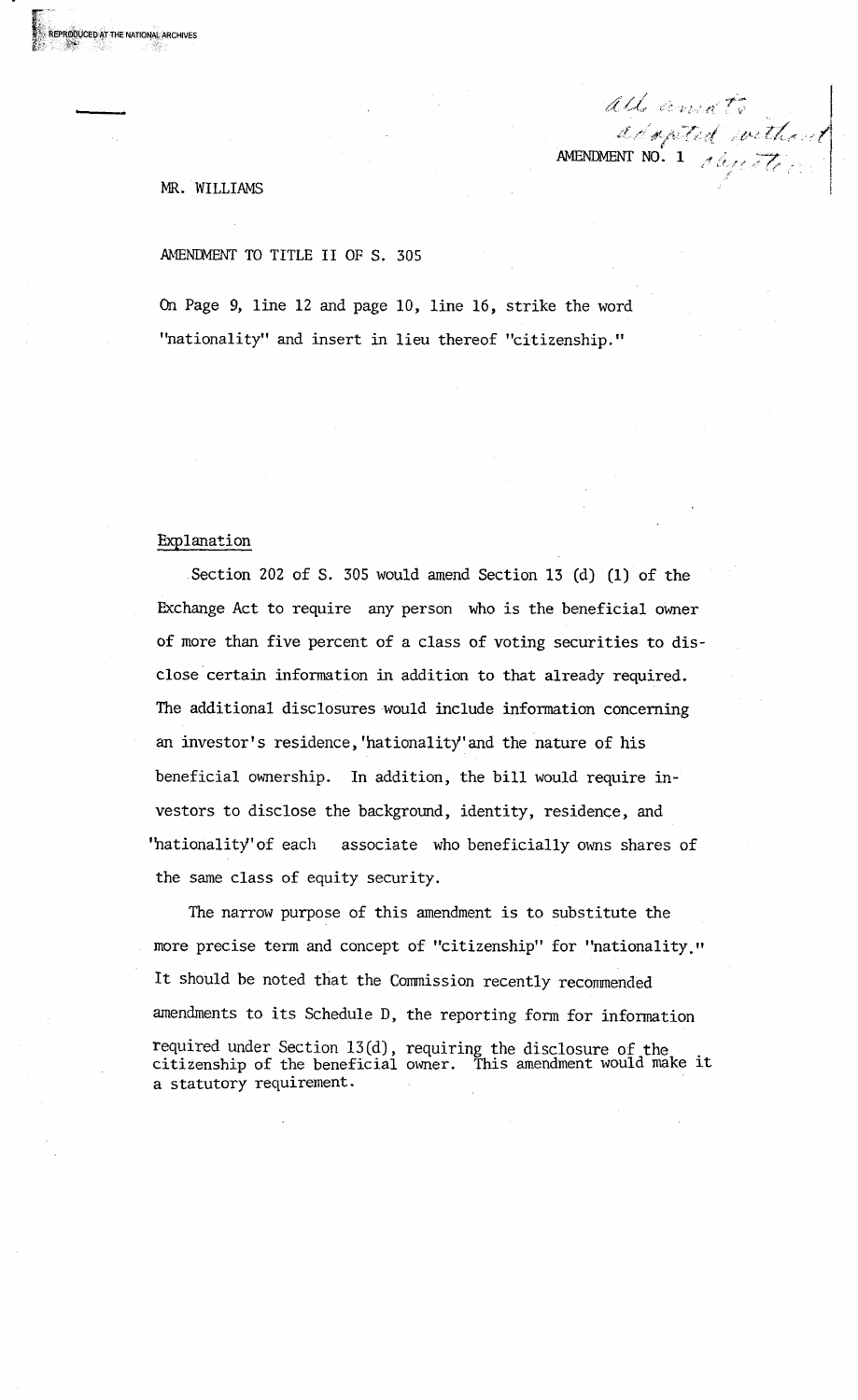all amdts adopted without objection

AMENDMENT NO. 1

MR. WILLIAMS

AMENDMENT TO TITLE II OF S. 305

On Page 9, line 12 and page 10, line 16, strike the word "nationality" and insert in lieu thereof "citizenship."

Explanation

Section 202 of S. 305 would amend Section 13 (d) (1) of the Exchange Act to require any person who is the beneficial owner of more than five percent of a class of voting securities to disclose certain information in addition to that already required. The additional disclosures would include information concerning an investor's residence, "nationality" and the nature of his beneficial ownership. In addition, the bill would require investors to disclose the background, identity, residence, and "nationality" of each associate who beneficially owns shares of the same class of equity security.

The narrow purpose of this amendment is to substitute the more precise term and concept of "citizenship" for "nationality." It should be noted that the Commission recently recommended amendments to its Schedule D, the reporting form for information required under Section 13(d), requiring the disclosure of the citizenship of the beneficial owner. This amendment would make it a statutory requirement.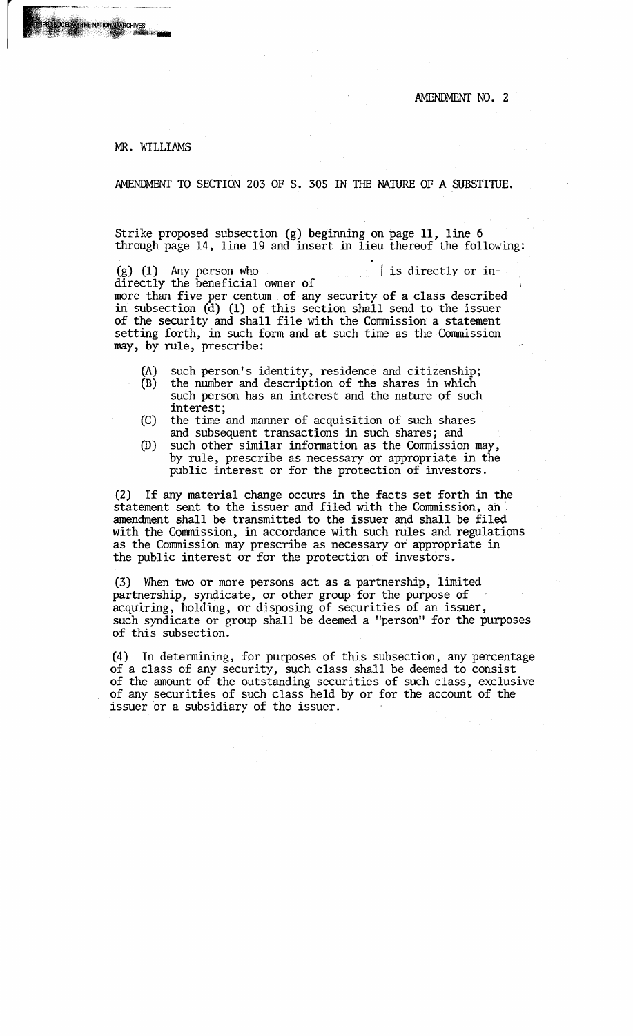AMENDMENT NO. 2

MR. WILLIAMS

AMENDMENT TO SECTION 203 OF S. 305 IN THE NATURE OF A SUBSTITUE.

Strike proposed subsection (g) beginning on page 11, line 6 through page 14, line 19 and insert in lieu thereof the following:

(g) (1) Any person who is directly or indirectly the beneficial owner of more than five per centum of any security of a class described in subsection (d) (1) of this section shall send to the issuer of the security and shall file with the Commission a statement setting forth, in such form and at such time as the Commission may, by rule, prescribe:

- (A) such person's identity, residence and citizenship;
- (B) the number and description of the shares in which such person has an interest and the nature of such interest;
- (C) the time and manner of acquisition of such shares and subsequent transactions in such shares; and
- (D) such other similar information as the Commission may, by rule, prescribe as necessary or appropriate in the public interest or for the protection of investors.

(2) If any material change occurs in the facts set forth in the statement sent to the issuer and filed with the Commission, an amendment shall be transmitted to the issuer and shall be filed with the Commission, in accordance with such rules and regulations as the Commission may prescribe as necessary or appropriate in the public interest or for the protection of investors.

(3) When two or more persons act as a partnership, limited partnership, syndicate, or other group for the purpose of acquiring, holding, or disposing of securities of an issuer, such syndicate or group shall be deemed a "person" for the purposes of this subsection.

(4) In determining, for purposes of this subsection, any percentage of a class of any security, such class shall be deemed to consist of the amount of the outstanding securities of such class, exclusive of any securities of such class held by or for the account of the issuer or a subsidiary of the issuer.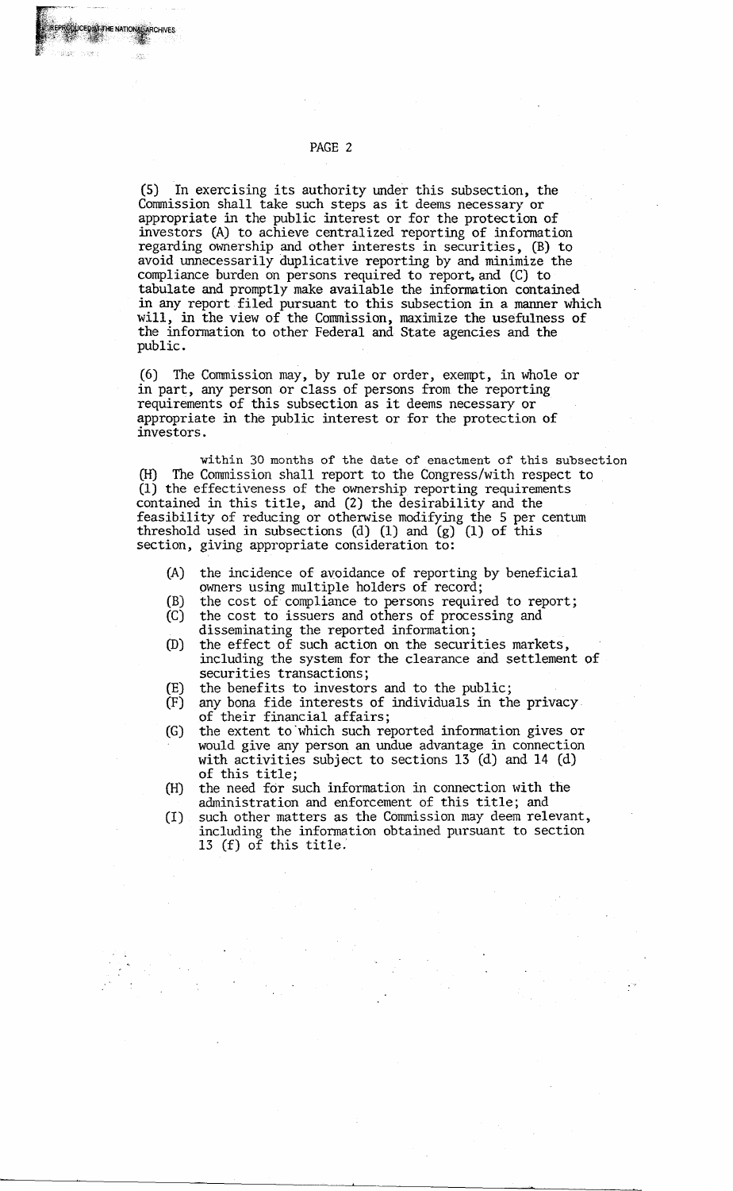(5) In exercising its authority under this subsection, the Commission shall take such steps as it deems necessary or appropriate in the public interest or for the protection of investors (A) to achieve centralized reporting of information regarding ownership and other interests in securities, (B) to avoid unnecessarily duplicative reporting by and minimize the compliance burden on persons required to report, and (C) to tabulate and promptly make available the information contained in any report filed pursuant to this subsection in a manner which will, in the view of the Commission, maximize the usefulness of the information to other Federal and State agencies and the public.

(6) The Commission may, by rule or order, exempt, in whole or in part, any person or class of persons from the reporting requirements of this subsection as it deems necessary or appropriate in the public interest or for the protection of investors.

(H) The Commission shall report to the Congress within 30 months of the date of enactment of this subsection with respect to (1) the effectiveness of the ownership reporting requirements contained in this title, and (2) the desirability and the feasibility of reducing or otherwise modifying the 5 per centum threshold used in subsections (d) (1) and (g) (1) of this section, giving appropriate consideration to:

- (A) the incidence of avoidance of reporting by beneficial owners using multiple holders of record;
- (B) the cost of compliance to persons required to report;
- (C) the cost to issuers and others of processing and disseminating the reported information;
- (D) the effect of such action on the securities markets, including the system for the clearance and settlement of securities transactions;
- (E) the benefits to investors and to the public;
- (F) any bona fide interests of individuals in the privacy of their financial affairs;
- (G) the extent to which such reported information gives or would give any person an undue advantage in connection with activities subject to sections 13 (d) and 14 (d) of this title;
- (H) the need for such information in connection with the administration and enforcement of this title; and
- (I) such other matters as the Commission may deem relevant, including the information obtained pursuant to section 13 (f) of this title.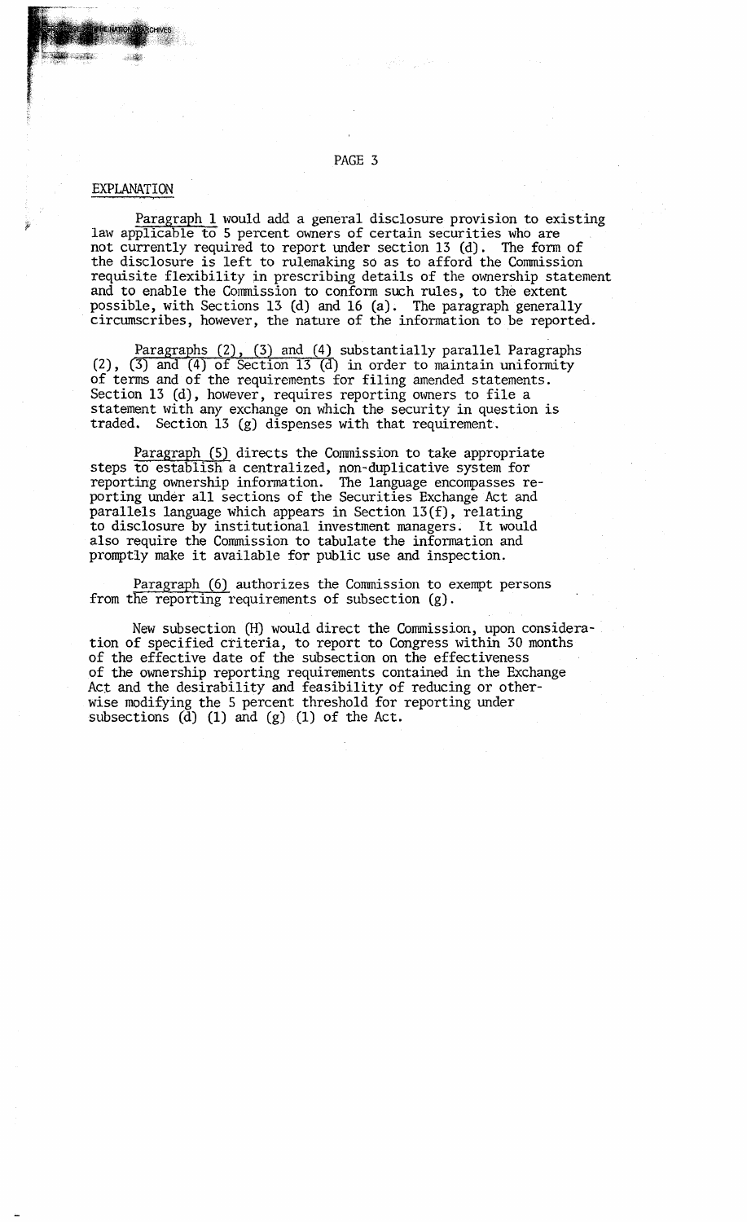## EXPLANATION

Paragraph 1 would add a general disclosure provision to existing law applicable to 5 percent owners of certain securities who are not currently required to report under section 13 (d). The form of the disclosure is left to rulemaking so as to afford the Commission requisite flexibility in prescribing details of the ownership statement and to enable the Commission to conform such rules, to the extent possible, with Sections 13 (d) and 16 (a). The paragraph generally circumscribes, however, the nature of the information to be reported.

Paragraphs (2), (3) and (4) substantially parallel Paragraphs (2), (3) and (4) of Section 13 (d) in order to maintain uniformity of terms and of the requirements for filing amended statements. Section 13 (d), however, requires reporting owners to file a statement with any exchange on which the security in question is traded. Section 13 (g) dispenses with that requirement.

Paragraph (5) directs the Commission to take appropriate steps to establish a centralized, non-duplicative system for reporting ownership information. The language encompasses reporting under all sections of the Securities Exchange Act and parallels language which appears in Section 13(f), relating to disclosure by institutional investment managers. It would also require the Commission to tabulate the information and promptly make it available for public use and inspection.

Paragraph (6) authorizes the Commission to exempt persons from the reporting requirements of subsection (g).

New subsection (H) would direct the Commission, upon consideration of specified criteria, to report to Congress within 30 months of the effective date of the subsection on the effectiveness of the ownership reporting requirements contained in the Exchange Act and the desirability and feasibility of reducing or otherwise modifying the 5 percent threshold for reporting under subsections (d) (1) and (g) (1) of the Act.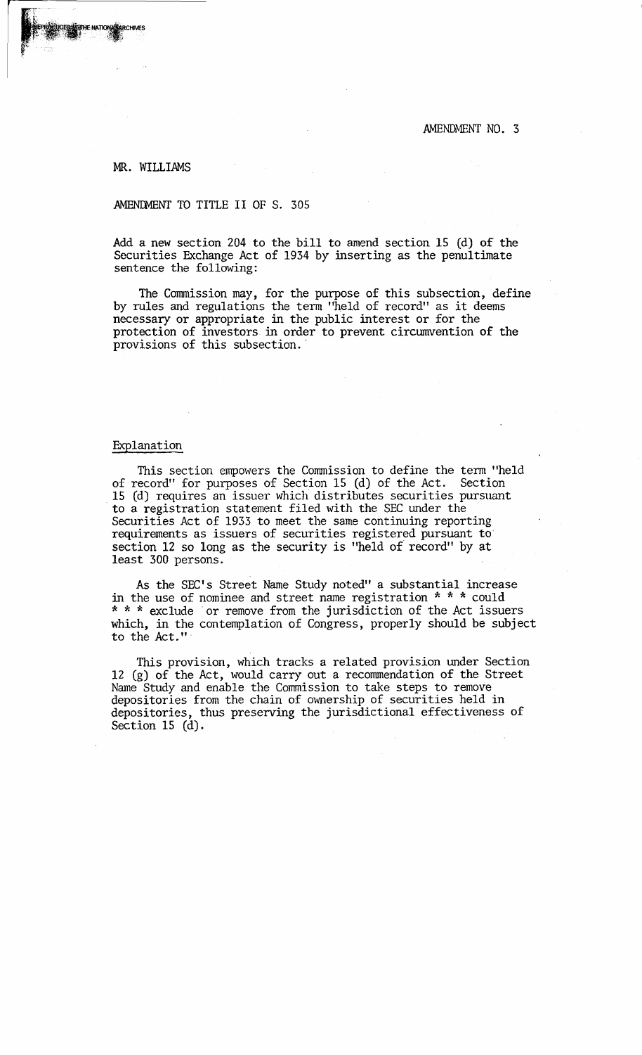AMENDMENT NO. 3

MR. WILLIAMS

AMENDMENT TO TITLE II OF S. 305

Add a new section 204 to the bill to amend section 15 (d) of the Securities Exchange Act of 1934 by inserting as the penultimate sentence the following:

The Commission may, for the purpose of this subsection, define by rules and regulations the term "held of record" as it deems necessary or appropriate in the public interest or for the protection of investors in order to prevent circumvention of the provisions of this subsection.

Explanation

This section empowers the Commission to define the term "held of record" for purposes of Section 15 (d) of the Act. Section 15 (d) requires an issuer which distributes securities pursuant to a registration statement filed with the SEC under the Securities Act of 1933 to meet the same continuing reporting requirements as issuers of securities registered pursuant to section 12 so long as the security is "held of record" by at least 300 persons.

As the SEC's Street Name Study noted" a substantial increase in the use of nominee and street name registration * * * could * * * exclude or remove from the jurisdiction of the Act issuers which, in the contemplation of Congress, properly should be subject to the Act."

This provision, which tracks a related provision under Section 12 (g) of the Act, would carry out a recommendation of the Street Name Study and enable the Commission to take steps to remove depositories from the chain of ownership of securities held in depositories, thus preserving the jurisdictional effectiveness of Section 15 (d).